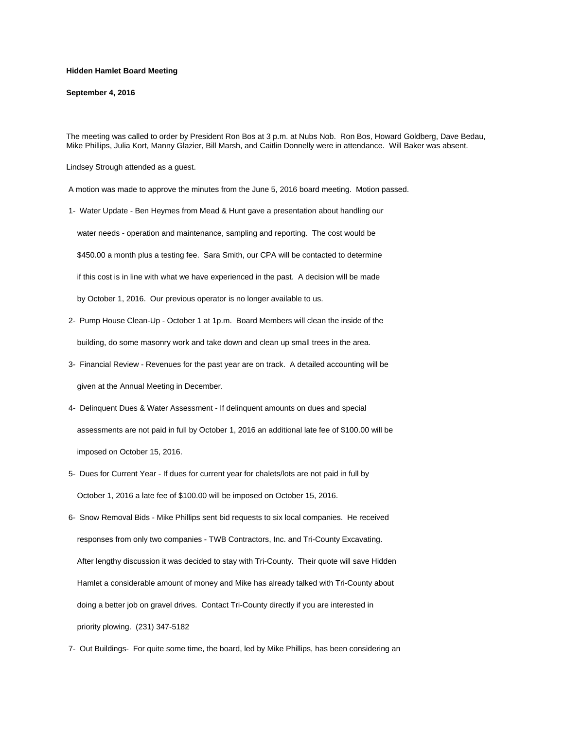**Hidden Hamlet Board Meeting**

**September 4, 2016**

The meeting was called to order by President Ron Bos at 3 p.m. at Nubs Nob. Ron Bos, Howard Goldberg, Dave Bedau, Mike Phillips, Julia Kort, Manny Glazier, Bill Marsh, and Caitlin Donnelly were in attendance. Will Baker was absent.

Lindsey Strough attended as a guest.

A motion was made to approve the minutes from the June 5, 2016 board meeting. Motion passed.

1- Water Update - Ben Heymes from Mead & Hunt gave a presentation about handling our water needs - operation and maintenance, sampling and reporting. The cost would be $450.00 a month plus a testing fee. Sara Smith, our CPA will be contacted to determine if this cost is in line with what we have experienced in the past. A decision will be made by October 1, 2016. Our previous operator is no longer available to us.

2- Pump House Clean-Up - October 1 at 1p.m. Board Members will clean the inside of the building, do some masonry work and take down and clean up small trees in the area.

3- Financial Review - Revenues for the past year are on track. A detailed accounting will be given at the Annual Meeting in December.

4- Delinquent Dues & Water Assessment - If delinquent amounts on dues and special assessments are not paid in full by October 1, 2016 an additional late fee of $100.00 will be imposed on October 15, 2016.

5- Dues for Current Year - If dues for current year for chalets/lots are not paid in full by October 1, 2016 a late fee of $100.00 will be imposed on October 15, 2016.

6- Snow Removal Bids - Mike Phillips sent bid requests to six local companies. He received responses from only two companies - TWB Contractors, Inc. and Tri-County Excavating. After lengthy discussion it was decided to stay with Tri-County. Their quote will save Hidden Hamlet a considerable amount of money and Mike has already talked with Tri-County about doing a better job on gravel drives. Contact Tri-County directly if you are interested in priority plowing. (231) 347-5182

7- Out Buildings- For quite some time, the board, led by Mike Phillips, has been considering an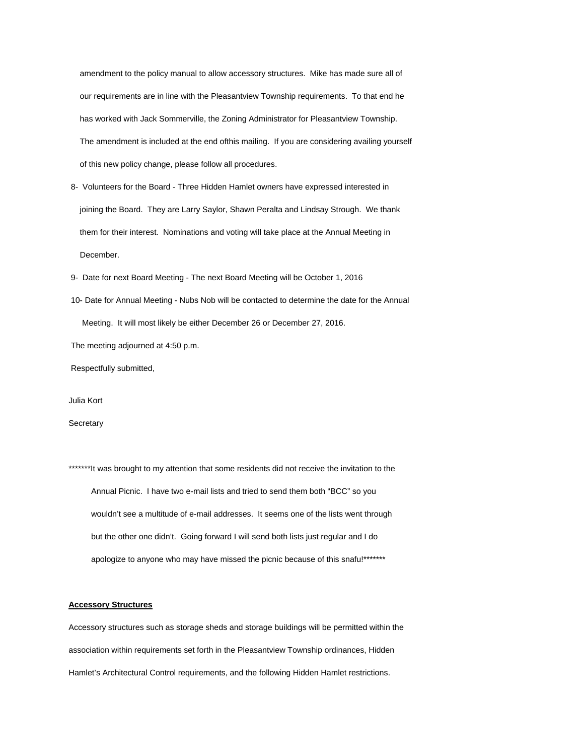amendment to the policy manual to allow accessory structures. Mike has made sure all of our requirements are in line with the Pleasantview Township requirements. To that end he has worked with Jack Sommerville, the Zoning Administrator for Pleasantview Township. The amendment is included at the end ofthis mailing. If you are considering availing yourself of this new policy change, please follow all procedures.

8- Volunteers for the Board - Three Hidden Hamlet owners have expressed interested in joining the Board. They are Larry Saylor, Shawn Peralta and Lindsay Strough. We thank them for their interest. Nominations and voting will take place at the Annual Meeting in December.

9- Date for next Board Meeting - The next Board Meeting will be October 1, 2016

10- Date for Annual Meeting - Nubs Nob will be contacted to determine the date for the Annual Meeting. It will most likely be either December 26 or December 27, 2016.

The meeting adjourned at 4:50 p.m.

Respectfully submitted,

Julia Kort

Secretary

*******It was brought to my attention that some residents did not receive the invitation to the Annual Picnic. I have two e-mail lists and tried to send them both “BCC” so you wouldn’t see a multitude of e-mail addresses. It seems one of the lists went through but the other one didn’t. Going forward I will send both lists just regular and I do apologize to anyone who may have missed the picnic because of this snafu!*******

**Accessory Structures**

Accessory structures such as storage sheds and storage buildings will be permitted within the association within requirements set forth in the Pleasantview Township ordinances, Hidden Hamlet’s Architectural Control requirements, and the following Hidden Hamlet restrictions.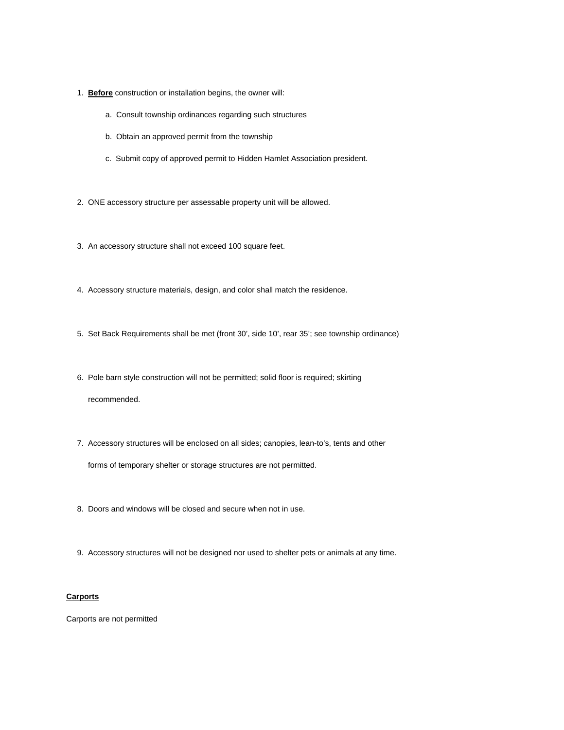1. **Before** construction or installation begins, the owner will:

    a. Consult township ordinances regarding such structures

    b. Obtain an approved permit from the township

    c. Submit copy of approved permit to Hidden Hamlet Association president.

2. ONE accessory structure per assessable property unit will be allowed.

3. An accessory structure shall not exceed 100 square feet.

4. Accessory structure materials, design, and color shall match the residence.

5. Set Back Requirements shall be met (front 30', side 10', rear 35'; see township ordinance)

6. Pole barn style construction will not be permitted; solid floor is required; skirting recommended.

7. Accessory structures will be enclosed on all sides; canopies, lean-to's, tents and other forms of temporary shelter or storage structures are not permitted.

8. Doors and windows will be closed and secure when not in use.

9. Accessory structures will not be designed nor used to shelter pets or animals at any time.

**Carports**

Carports are not permitted